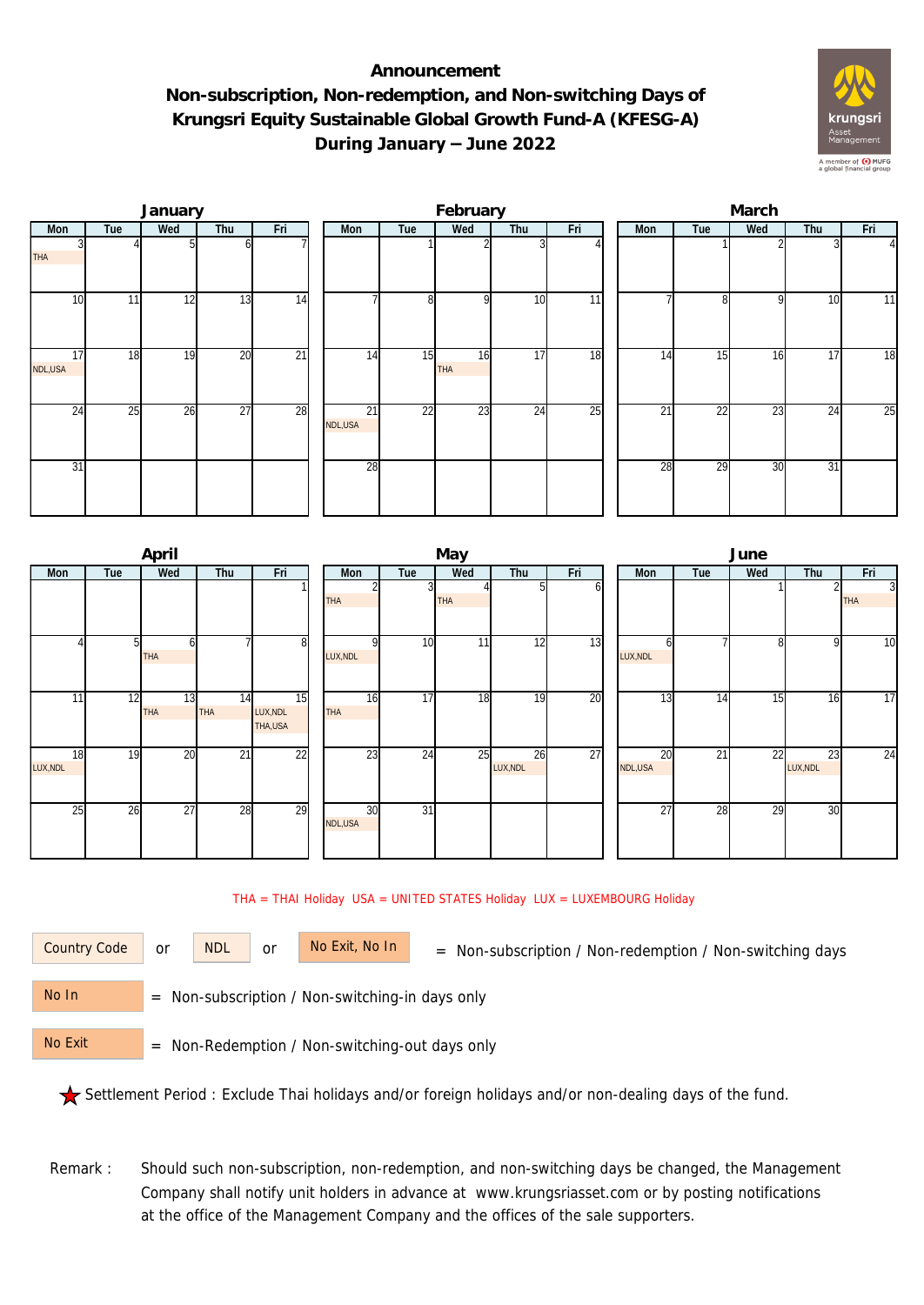# Announcement
## Non-subscription, Non-redemption, and Non-switching Days of Krungsri Equity Sustainable Global Growth Fund-A (KFESG-A)
## During January – June 2022

### January

| Mon | Tue | Wed | Thu | Fri |
|---|---|---|---|---|
| 3 THA | 4 | 5 | 6 | 7 |
| 10 | 11 | 12 | 13 | 14 |
| 17 NDL,USA | 18 | 19 | 20 | 21 |
| 24 | 25 | 26 | 27 | 28 |
| 31 | | | | |

### February

| Mon | Tue | Wed | Thu | Fri |
|---|---|---|---|---|
| | 1 | 2 | 3 | 4 |
| 7 | 8 | 9 | 10 | 11 |
| 14 | 15 | 16 THA | 17 | 18 |
| 21 NDL,USA | 22 | 23 | 24 | 25 |
| 28 | | | | |

### March

| Mon | Tue | Wed | Thu | Fri |
|---|---|---|---|---|
| | 1 | 2 | 3 | 4 |
| 7 | 8 | 9 | 10 | 11 |
| 14 | 15 | 16 | 17 | 18 |
| 21 | 22 | 23 | 24 | 25 |
| 28 | 29 | 30 | 31 | |

### April

| Mon | Tue | Wed | Thu | Fri |
|---|---|---|---|---|
| | | | | 1 |
| 4 | 5 | 6 THA | 7 | 8 |
| 11 | 12 | 13 THA | 14 THA | 15 LUX,NDL THA,USA |
| 18 LUX,NDL | 19 | 20 | 21 | 22 |
| 25 | 26 | 27 | 28 | 29 |

### May

| Mon | Tue | Wed | Thu | Fri |
|---|---|---|---|---|
| 2 THA | 3 | 4 THA | 5 | 6 |
| 9 LUX,NDL | 10 | 11 | 12 | 13 |
| 16 THA | 17 | 18 | 19 | 20 |
| 23 | 24 | 25 | 26 LUX,NDL | 27 |
| 30 NDL,USA | 31 | | | |

### June

| Mon | Tue | Wed | Thu | Fri |
|---|---|---|---|---|
| | | 1 | 2 | 3 THA |
| 6 LUX,NDL | 7 | 8 | 9 | 10 |
| 13 | 14 | 15 | 16 | 17 |
| 20 NDL,USA | 21 | 22 | 23 LUX,NDL | 24 |
| 27 | 28 | 29 | 30 | |

THA = THAI Holiday USA = UNITED STATES Holiday LUX = LUXEMBOURG Holiday

Country Code or NDL or No Exit, No In = Non-subscription / Non-redemption / Non-switching days

No In = Non-subscription / Non-switching-in days only

No Exit = Non-Redemption / Non-switching-out days only

★ Settlement Period : Exclude Thai holidays and/or foreign holidays and/or non-dealing days of the fund.

Remark : Should such non-subscription, non-redemption, and non-switching days be changed, the Management Company shall notify unit holders in advance at www.krungsriasset.com or by posting notifications at the office of the Management Company and the offices of the sale supporters.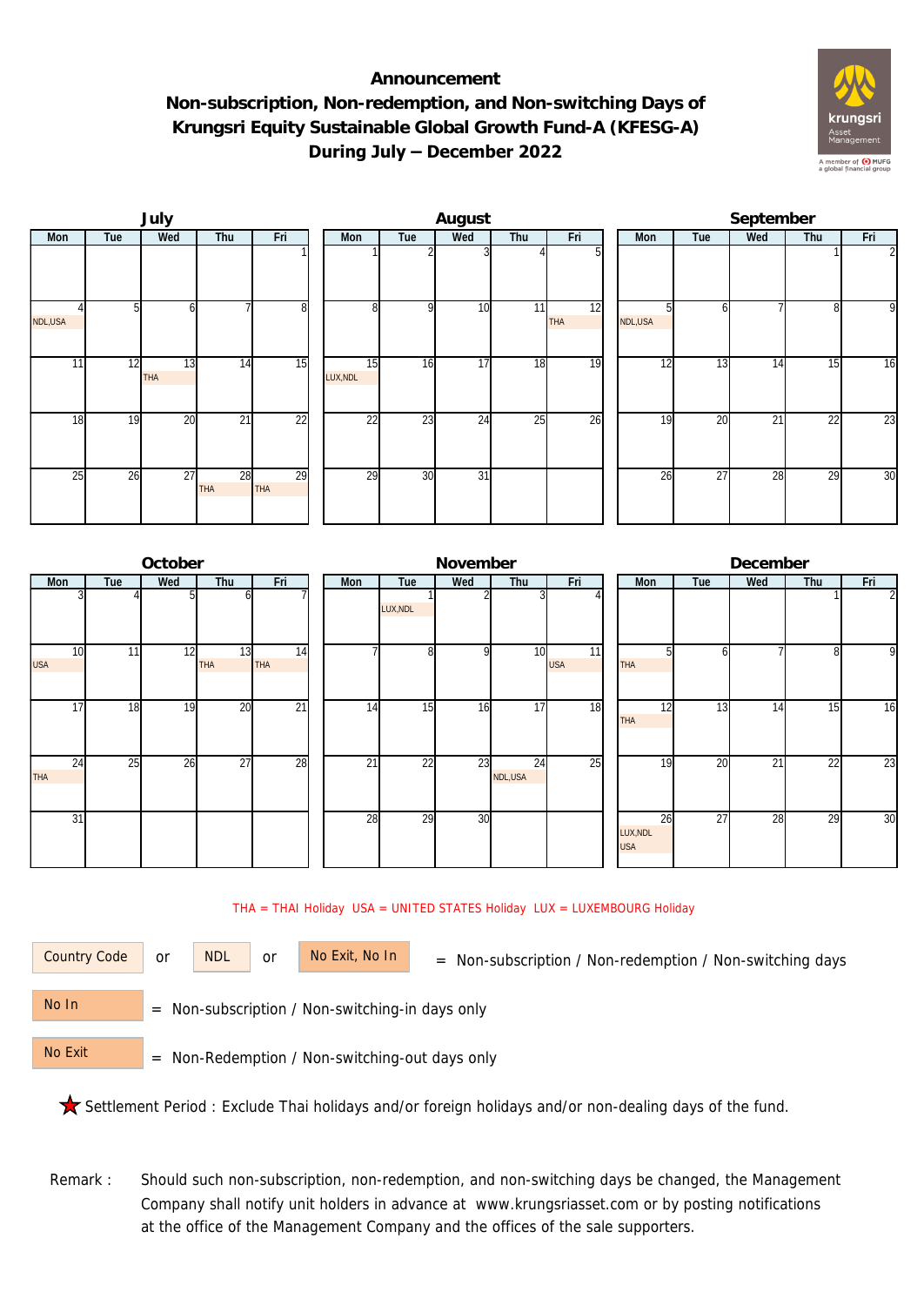# Announcement

## Non-subscription, Non-redemption, and Non-switching Days of Krungsri Equity Sustainable Global Growth Fund-A (KFESG-A) During July – December 2022

### July

| Mon | Tue | Wed | Thu | Fri |
|---|---|---|---|---|
| | | | | 1 |
| 4 NDL,USA | 5 | 6 | 7 | 8 |
| 11 | 12 | 13 THA | 14 | 15 |
| 18 | 19 | 20 | 21 | 22 |
| 25 | 26 | 27 | 28 THA | 29 THA |

### August

| Mon | Tue | Wed | Thu | Fri |
|---|---|---|---|---|
| 1 | 2 | 3 | 4 | 5 |
| 8 | 9 | 10 | 11 | 12 THA |
| 15 LUX,NDL | 16 | 17 | 18 | 19 |
| 22 | 23 | 24 | 25 | 26 |
| 29 | 30 | 31 | | |

### September

| Mon | Tue | Wed | Thu | Fri |
|---|---|---|---|---|
| | | | 1 | 2 |
| 5 NDL,USA | 6 | 7 | 8 | 9 |
| 12 | 13 | 14 | 15 | 16 |
| 19 | 20 | 21 | 22 | 23 |
| 26 | 27 | 28 | 29 | 30 |

### October

| Mon | Tue | Wed | Thu | Fri |
|---|---|---|---|---|
| 3 | 4 | 5 | 6 | 7 |
| 10 USA | 11 | 12 | 13 THA | 14 THA |
| 17 | 18 | 19 | 20 | 21 |
| 24 THA | 25 | 26 | 27 | 28 |
| 31 | | | | |

### November

| Mon | Tue | Wed | Thu | Fri |
|---|---|---|---|---|
| | 1 LUX,NDL | 2 | 3 | 4 |
| 7 | 8 | 9 | 10 | 11 USA |
| 14 | 15 | 16 | 17 | 18 |
| 21 | 22 | 23 | 24 NDL,USA | 25 |
| 28 | 29 | 30 | | |

### December

| Mon | Tue | Wed | Thu | Fri |
|---|---|---|---|---|
| | | | 1 | 2 |
| 5 THA | 6 | 7 | 8 | 9 |
| 12 THA | 13 | 14 | 15 | 16 |
| 19 | 20 | 21 | 22 | 23 |
| 26 LUX,NDL USA | 27 | 28 | 29 | 30 |

THA = THAI Holiday USA = UNITED STATES Holiday LUX = LUXEMBOURG Holiday

Country Code or NDL or No Exit, No In = Non-subscription / Non-redemption / Non-switching days

No In = Non-subscription / Non-switching-in days only

No Exit = Non-Redemption / Non-switching-out days only

★ Settlement Period : Exclude Thai holidays and/or foreign holidays and/or non-dealing days of the fund.

Remark : Should such non-subscription, non-redemption, and non-switching days be changed, the Management Company shall notify unit holders in advance at www.krungsriasset.com or by posting notifications at the office of the Management Company and the offices of the sale supporters.